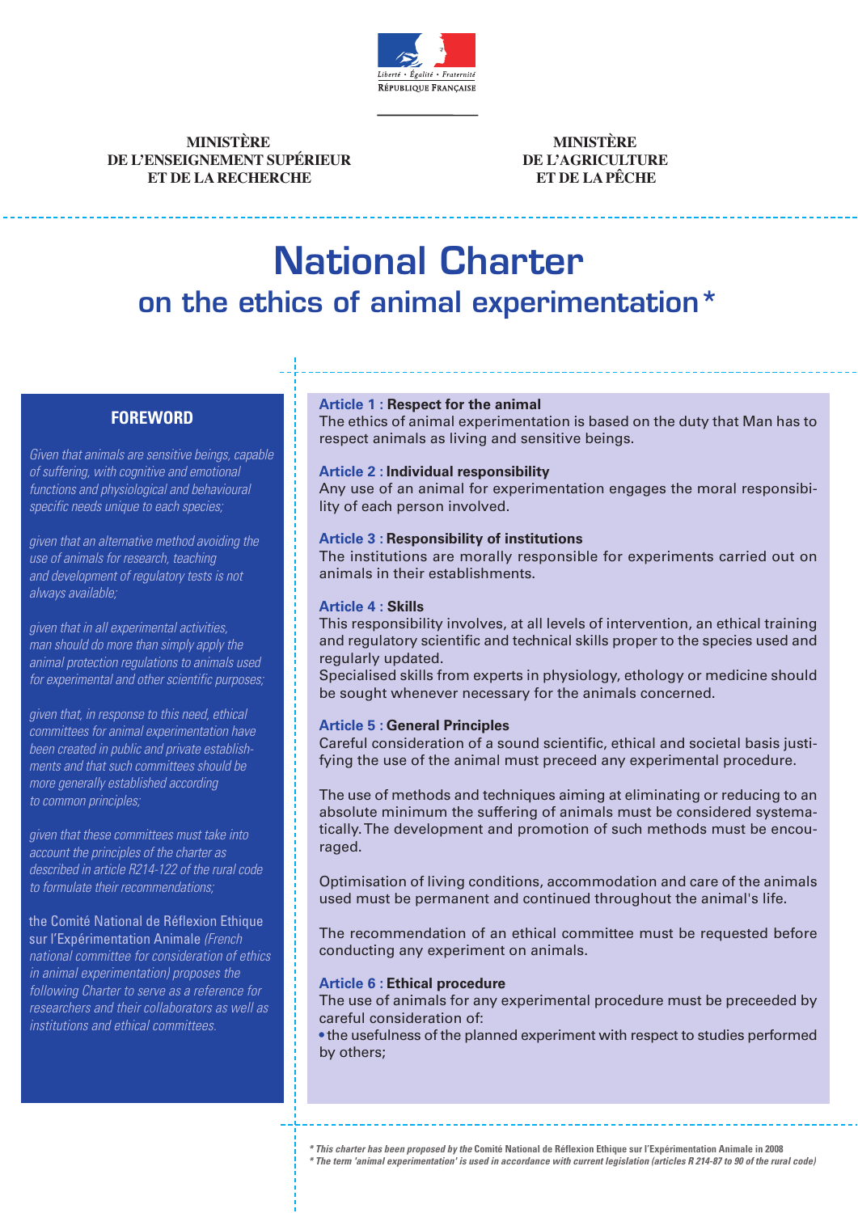Liberté • Égalité • Fraternité
RÉPUBLIQUE FRANÇAISE

**MINISTÈRE DE L'ENSEIGNEMENT SUPÉRIEUR ET DE LA RECHERCHE**

**MINISTÈRE DE L'AGRICULTURE ET DE LA PÊCHE**

# National Charter

## on the ethics of animal experimentation *

### FOREWORD

*Given that animals are sensitive beings, capable of suffering, with cognitive and emotional functions and physiological and behavioural specific needs unique to each species;*

*given that an alternative method avoiding the use of animals for research, teaching and development of regulatory tests is not always available;*

*given that in all experimental activities, man should do more than simply apply the animal protection regulations to animals used for experimental and other scientific purposes;*

*given that, in response to this need, ethical committees for animal experimentation have been created in public and private establishments and that such committees should be more generally established according to common principles;*

*given that these committees must take into account the principles of the charter as described in article R214-122 of the rural code to formulate their recommendations;*

the Comité National de Réflexion Ethique sur l'Expérimentation Animale *(French national committee for consideration of ethics in animal experimentation) proposes the following Charter to serve as a reference for researchers and their collaborators as well as institutions and ethical committees.*

**Article 1 : Respect for the animal**
The ethics of animal experimentation is based on the duty that Man has to respect animals as living and sensitive beings.

**Article 2 : Individual responsibility**
Any use of an animal for experimentation engages the moral responsibility of each person involved.

**Article 3 : Responsibility of institutions**
The institutions are morally responsible for experiments carried out on animals in their establishments.

**Article 4 : Skills**
This responsibility involves, at all levels of intervention, an ethical training and regulatory scientific and technical skills proper to the species used and regularly updated.
Specialised skills from experts in physiology, ethology or medicine should be sought whenever necessary for the animals concerned.

**Article 5 : General Principles**
Careful consideration of a sound scientific, ethical and societal basis justifying the use of the animal must preceed any experimental procedure.

The use of methods and techniques aiming at eliminating or reducing to an absolute minimum the suffering of animals must be considered systematically. The development and promotion of such methods must be encouraged.

Optimisation of living conditions, accommodation and care of the animals used must be permanent and continued throughout the animal's life.

The recommendation of an ethical committee must be requested before conducting any experiment on animals.

**Article 6 : Ethical procedure**
The use of animals for any experimental procedure must be preceeded by careful consideration of:

- the usefulness of the planned experiment with respect to studies performed by others;

*\* This charter has been proposed by the* Comité National de Réflexion Ethique sur l'Expérimentation Animale in 2008
*\* The term 'animal experimentation' is used in accordance with current legislation (articles R 214-87 to 90 of the rural code)*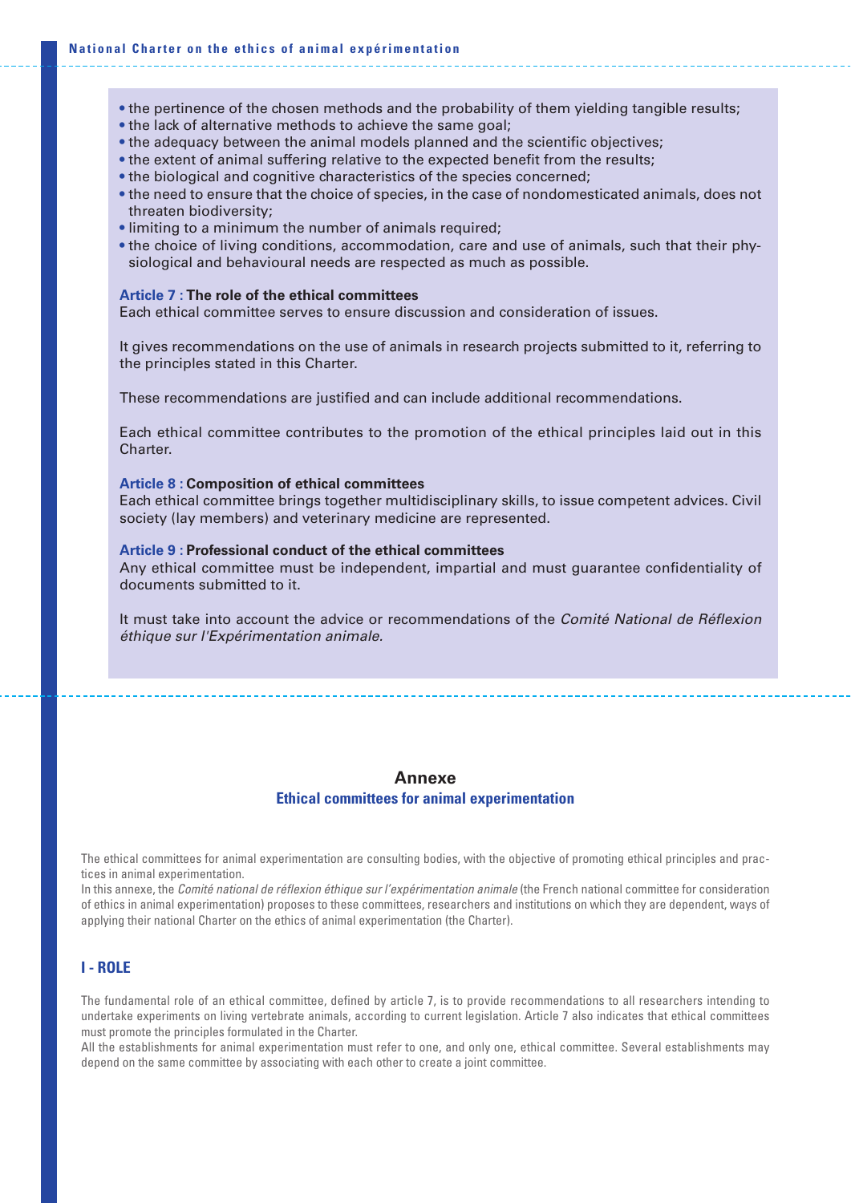- the pertinence of the chosen methods and the probability of them yielding tangible results;
- the lack of alternative methods to achieve the same goal;
- the adequacy between the animal models planned and the scientific objectives;
- the extent of animal suffering relative to the expected benefit from the results;
- the biological and cognitive characteristics of the species concerned;
- the need to ensure that the choice of species, in the case of nondomesticated animals, does not threaten biodiversity;
- limiting to a minimum the number of animals required;
- the choice of living conditions, accommodation, care and use of animals, such that their physiological and behavioural needs are respected as much as possible.

**Article 7 : The role of the ethical committees**
Each ethical committee serves to ensure discussion and consideration of issues.

It gives recommendations on the use of animals in research projects submitted to it, referring to the principles stated in this Charter.

These recommendations are justified and can include additional recommendations.

Each ethical committee contributes to the promotion of the ethical principles laid out in this Charter.

**Article 8 : Composition of ethical committees**
Each ethical committee brings together multidisciplinary skills, to issue competent advices. Civil society (lay members) and veterinary medicine are represented.

**Article 9 : Professional conduct of the ethical committees**
Any ethical committee must be independent, impartial and must guarantee confidentiality of documents submitted to it.

It must take into account the advice or recommendations of the *Comité National de Réflexion éthique sur l'Expérimentation animale.*

## Annexe

### Ethical committees for animal experimentation

The ethical committees for animal experimentation are consulting bodies, with the objective of promoting ethical principles and practices in animal experimentation.
In this annexe, the *Comité national de réflexion éthique sur l'expérimentation animale* (the French national committee for consideration of ethics in animal experimentation) proposes to these committees, researchers and institutions on which they are dependent, ways of applying their national Charter on the ethics of animal experimentation (the Charter).

### I - ROLE

The fundamental role of an ethical committee, defined by article 7, is to provide recommendations to all researchers intending to undertake experiments on living vertebrate animals, according to current legislation. Article 7 also indicates that ethical committees must promote the principles formulated in the Charter.
All the establishments for animal experimentation must refer to one, and only one, ethical committee. Several establishments may depend on the same committee by associating with each other to create a joint committee.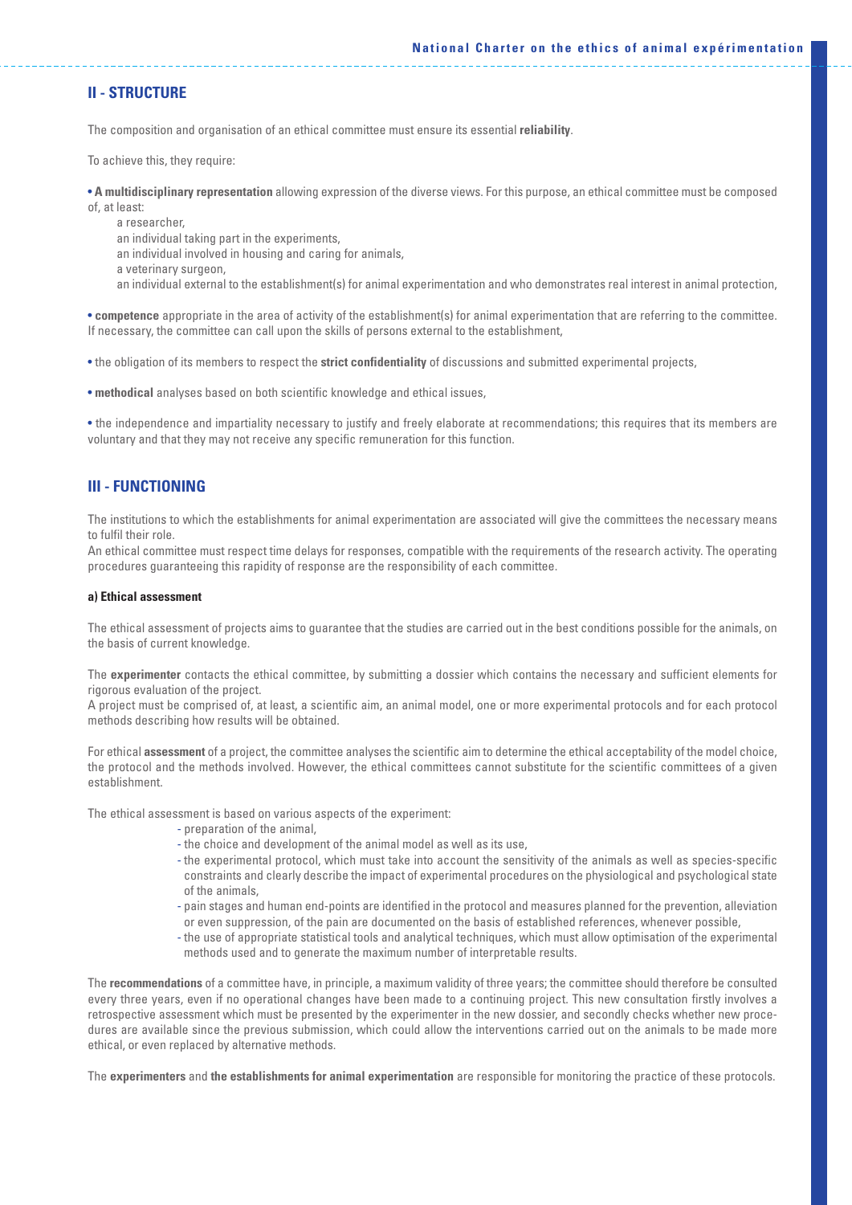## II - STRUCTURE

The composition and organisation of an ethical committee must ensure its essential **reliability**.

To achieve this, they require:

• **A multidisciplinary representation** allowing expression of the diverse views. For this purpose, an ethical committee must be composed of, at least:

a researcher,
an individual taking part in the experiments,
an individual involved in housing and caring for animals,
a veterinary surgeon,
an individual external to the establishment(s) for animal experimentation and who demonstrates real interest in animal protection,

• **competence** appropriate in the area of activity of the establishment(s) for animal experimentation that are referring to the committee. If necessary, the committee can call upon the skills of persons external to the establishment,

• the obligation of its members to respect the **strict confidentiality** of discussions and submitted experimental projects,

• **methodical** analyses based on both scientific knowledge and ethical issues,

• the independence and impartiality necessary to justify and freely elaborate at recommendations; this requires that its members are voluntary and that they may not receive any specific remuneration for this function.

## III - FUNCTIONING

The institutions to which the establishments for animal experimentation are associated will give the committees the necessary means to fulfil their role.

An ethical committee must respect time delays for responses, compatible with the requirements of the research activity. The operating procedures guaranteeing this rapidity of response are the responsibility of each committee.

#### a) Ethical assessment

The ethical assessment of projects aims to guarantee that the studies are carried out in the best conditions possible for the animals, on the basis of current knowledge.

The **experimenter** contacts the ethical committee, by submitting a dossier which contains the necessary and sufficient elements for rigorous evaluation of the project.

A project must be comprised of, at least, a scientific aim, an animal model, one or more experimental protocols and for each protocol methods describing how results will be obtained.

For ethical **assessment** of a project, the committee analyses the scientific aim to determine the ethical acceptability of the model choice, the protocol and the methods involved. However, the ethical committees cannot substitute for the scientific committees of a given establishment.

The ethical assessment is based on various aspects of the experiment:

- preparation of the animal,
- the choice and development of the animal model as well as its use,
- the experimental protocol, which must take into account the sensitivity of the animals as well as species-specific constraints and clearly describe the impact of experimental procedures on the physiological and psychological state of the animals,
- pain stages and human end-points are identified in the protocol and measures planned for the prevention, alleviation or even suppression, of the pain are documented on the basis of established references, whenever possible,
- the use of appropriate statistical tools and analytical techniques, which must allow optimisation of the experimental methods used and to generate the maximum number of interpretable results.

The **recommendations** of a committee have, in principle, a maximum validity of three years; the committee should therefore be consulted every three years, even if no operational changes have been made to a continuing project. This new consultation firstly involves a retrospective assessment which must be presented by the experimenter in the new dossier, and secondly checks whether new procedures are available since the previous submission, which could allow the interventions carried out on the animals to be made more ethical, or even replaced by alternative methods.

The **experimenters** and **the establishments for animal experimentation** are responsible for monitoring the practice of these protocols.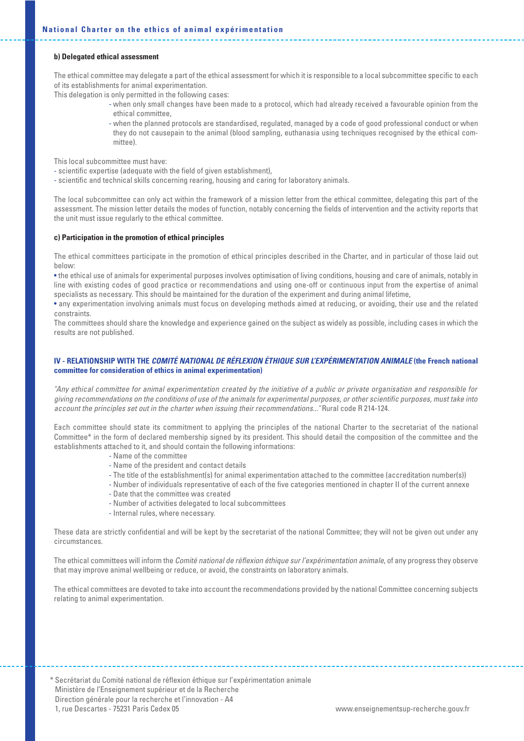**b) Delegated ethical assessment**

The ethical committee may delegate a part of the ethical assessment for which it is responsible to a local subcommittee specific to each of its establishments for animal experimentation.
This delegation is only permitted in the following cases:

- when only small changes have been made to a protocol, which had already received a favourable opinion from the ethical committee,
- when the planned protocols are standardised, regulated, managed by a code of good professional conduct or when they do not causepain to the animal (blood sampling, euthanasia using techniques recognised by the ethical committee).

This local subcommittee must have:

- scientific expertise (adequate with the field of given establishment),
- scientific and technical skills concerning rearing, housing and caring for laboratory animals.

The local subcommittee can only act within the framework of a mission letter from the ethical committee, delegating this part of the assessment. The mission letter details the modes of function, notably concerning the fields of intervention and the activity reports that the unit must issue regularly to the ethical committee.

**c) Participation in the promotion of ethical principles**

The ethical committees participate in the promotion of ethical principles described in the Charter, and in particular of those laid out below:

- the ethical use of animals for experimental purposes involves optimisation of living conditions, housing and care of animals, notably in line with existing codes of good practice or recommendations and using one-off or continuous input from the expertise of animal specialists as necessary. This should be maintained for the duration of the experiment and during animal lifetime,
- any experimentation involving animals must focus on developing methods aimed at reducing, or avoiding, their use and the related constraints.

The committees should share the knowledge and experience gained on the subject as widely as possible, including cases in which the results are not published.

## IV - RELATIONSHIP WITH THE *COMITÉ NATIONAL DE RÉFLEXION ÉTHIQUE SUR L'EXPÉRIMENTATION ANIMALE* (the French national committee for consideration of ethics in animal experimentation)

*"Any ethical committee for animal experimentation created by the initiative of a public or private organisation and responsible for giving recommendations on the conditions of use of the animals for experimental purposes, or other scientific purposes, must take into account the principles set out in the charter when issuing their recommendations..."* Rural code R 214-124.

Each committee should state its commitment to applying the principles of the national Charter to the secretariat of the national Committee* in the form of declared membership signed by its president. This should detail the composition of the committee and the establishments attached to it, and should contain the following informations:

- Name of the committee
- Name of the president and contact details
- The title of the establishment(s) for animal experimentation attached to the committee (accreditation number(s))
- Number of individuals representative of each of the five categories mentioned in chapter II of the current annexe
- Date that the committee was created
- Number of activities delegated to local subcommittees
- Internal rules, where necessary.

These data are strictly confidential and will be kept by the secretariat of the national Committee; they will not be given out under any circumstances.

The ethical committees will inform the *Comité national de réflexion éthique sur l'expérimentation animale*, of any progress they observe that may improve animal wellbeing or reduce, or avoid, the constraints on laboratory animals.

The ethical committees are devoted to take into account the recommendations provided by the national Committee concerning subjects relating to animal experimentation.

\* Secrétariat du Comité national de réflexion éthique sur l'expérimentation animale
Ministère de l'Enseignement supérieur et de la Recherche
Direction générale pour la recherche et l'innovation - A4
1, rue Descartes - 75231 Paris Cedex 05

www.enseignementsup-recherche.gouv.fr